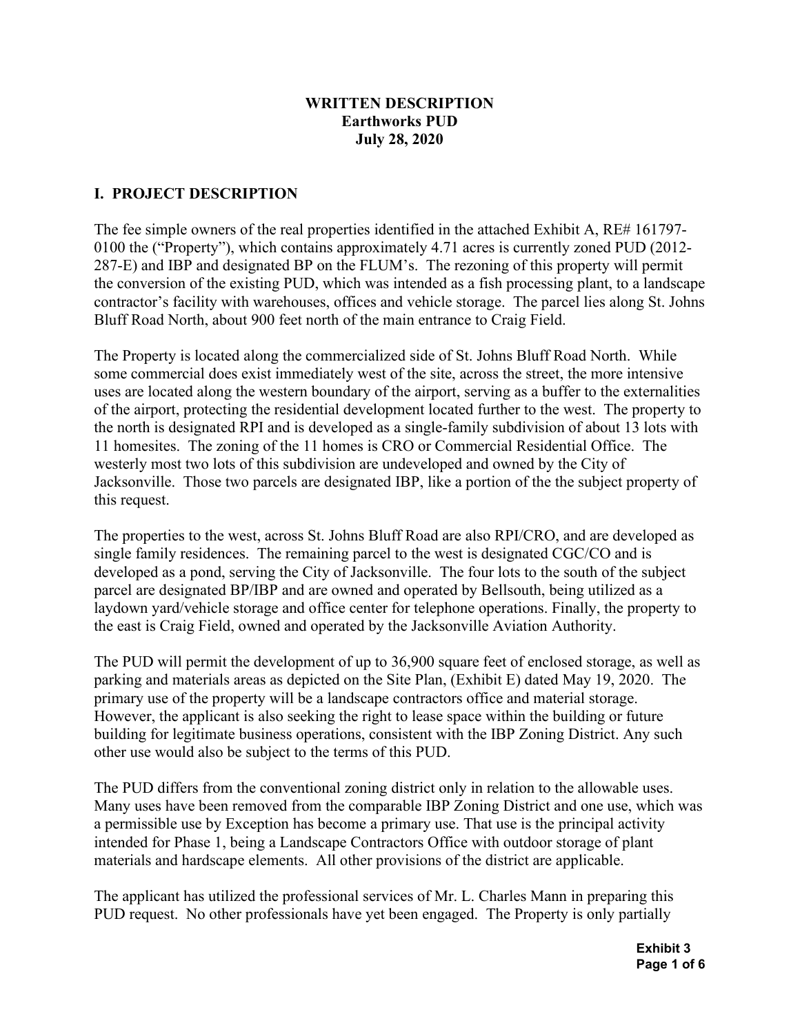**WRITTEN DESCRIPTION**
**Earthworks PUD**
**July 28, 2020**

## I. PROJECT DESCRIPTION

The fee simple owners of the real properties identified in the attached Exhibit A, RE# 161797-0100 the ("Property"), which contains approximately 4.71 acres is currently zoned PUD (2012-287-E) and IBP and designated BP on the FLUM's. The rezoning of this property will permit the conversion of the existing PUD, which was intended as a fish processing plant, to a landscape contractor's facility with warehouses, offices and vehicle storage. The parcel lies along St. Johns Bluff Road North, about 900 feet north of the main entrance to Craig Field.

The Property is located along the commercialized side of St. Johns Bluff Road North. While some commercial does exist immediately west of the site, across the street, the more intensive uses are located along the western boundary of the airport, serving as a buffer to the externalities of the airport, protecting the residential development located further to the west. The property to the north is designated RPI and is developed as a single-family subdivision of about 13 lots with 11 homesites. The zoning of the 11 homes is CRO or Commercial Residential Office. The westerly most two lots of this subdivision are undeveloped and owned by the City of Jacksonville. Those two parcels are designated IBP, like a portion of the the subject property of this request.

The properties to the west, across St. Johns Bluff Road are also RPI/CRO, and are developed as single family residences. The remaining parcel to the west is designated CGC/CO and is developed as a pond, serving the City of Jacksonville. The four lots to the south of the subject parcel are designated BP/IBP and are owned and operated by Bellsouth, being utilized as a laydown yard/vehicle storage and office center for telephone operations. Finally, the property to the east is Craig Field, owned and operated by the Jacksonville Aviation Authority.

The PUD will permit the development of up to 36,900 square feet of enclosed storage, as well as parking and materials areas as depicted on the Site Plan, (Exhibit E) dated May 19, 2020. The primary use of the property will be a landscape contractors office and material storage. However, the applicant is also seeking the right to lease space within the building or future building for legitimate business operations, consistent with the IBP Zoning District. Any such other use would also be subject to the terms of this PUD.

The PUD differs from the conventional zoning district only in relation to the allowable uses. Many uses have been removed from the comparable IBP Zoning District and one use, which was a permissible use by Exception has become a primary use. That use is the principal activity intended for Phase 1, being a Landscape Contractors Office with outdoor storage of plant materials and hardscape elements. All other provisions of the district are applicable.

The applicant has utilized the professional services of Mr. L. Charles Mann in preparing this PUD request. No other professionals have yet been engaged. The Property is only partially

**Exhibit 3**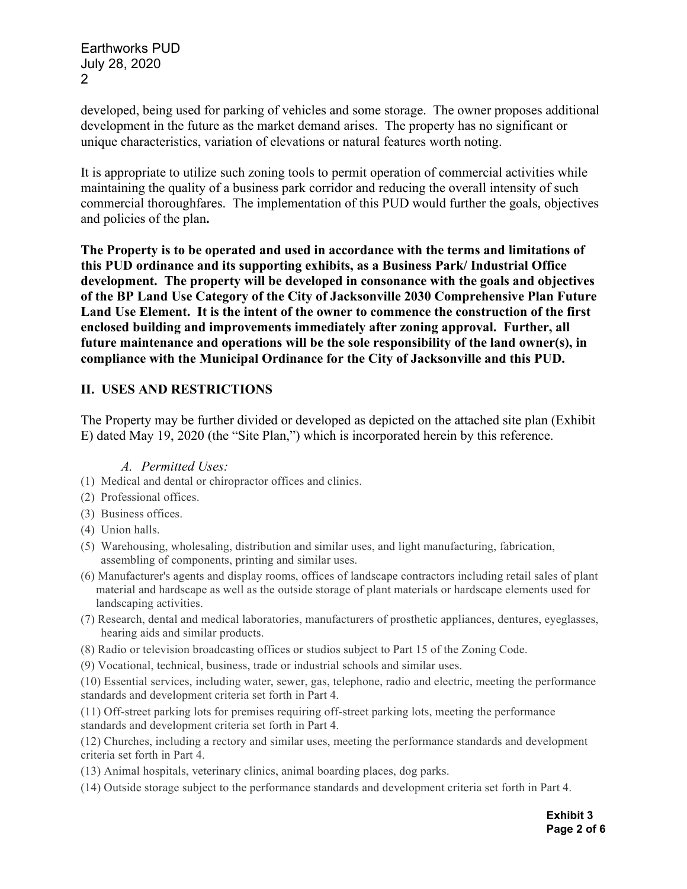developed, being used for parking of vehicles and some storage. The owner proposes additional development in the future as the market demand arises. The property has no significant or unique characteristics, variation of elevations or natural features worth noting.

It is appropriate to utilize such zoning tools to permit operation of commercial activities while maintaining the quality of a business park corridor and reducing the overall intensity of such commercial thoroughfares. The implementation of this PUD would further the goals, objectives and policies of the plan**.**

**The Property is to be operated and used in accordance with the terms and limitations of this PUD ordinance and its supporting exhibits, as a Business Park/ Industrial Office development. The property will be developed in consonance with the goals and objectives of the BP Land Use Category of the City of Jacksonville 2030 Comprehensive Plan Future Land Use Element. It is the intent of the owner to commence the construction of the first enclosed building and improvements immediately after zoning approval. Further, all future maintenance and operations will be the sole responsibility of the land owner(s), in compliance with the Municipal Ordinance for the City of Jacksonville and this PUD.**

## II. USES AND RESTRICTIONS

The Property may be further divided or developed as depicted on the attached site plan (Exhibit E) dated May 19, 2020 (the "Site Plan,") which is incorporated herein by this reference.

*A. Permitted Uses:*

(1) Medical and dental or chiropractor offices and clinics.

(2) Professional offices.

(3) Business offices.

(4) Union halls.

(5) Warehousing, wholesaling, distribution and similar uses, and light manufacturing, fabrication, assembling of components, printing and similar uses.

(6) Manufacturer's agents and display rooms, offices of landscape contractors including retail sales of plant material and hardscape as well as the outside storage of plant materials or hardscape elements used for landscaping activities.

(7) Research, dental and medical laboratories, manufacturers of prosthetic appliances, dentures, eyeglasses, hearing aids and similar products.

(8) Radio or television broadcasting offices or studios subject to Part 15 of the Zoning Code.

(9) Vocational, technical, business, trade or industrial schools and similar uses.

(10) Essential services, including water, sewer, gas, telephone, radio and electric, meeting the performance standards and development criteria set forth in Part 4.

(11) Off-street parking lots for premises requiring off-street parking lots, meeting the performance standards and development criteria set forth in Part 4.

(12) Churches, including a rectory and similar uses, meeting the performance standards and development criteria set forth in Part 4.

(13) Animal hospitals, veterinary clinics, animal boarding places, dog parks.

(14) Outside storage subject to the performance standards and development criteria set forth in Part 4.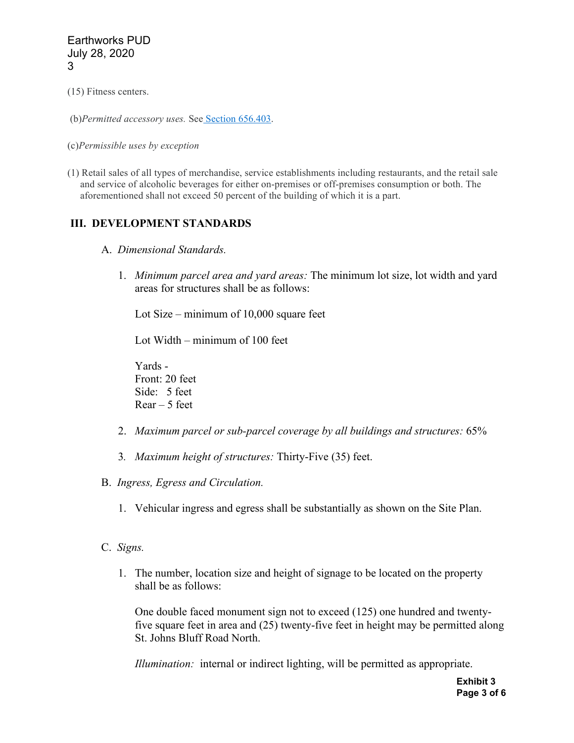(15) Fitness centers.

(b) *Permitted accessory uses.* See [Section 656.403](#).

(c) *Permissible uses by exception*

(1) Retail sales of all types of merchandise, service establishments including restaurants, and the retail sale and service of alcoholic beverages for either on-premises or off-premises consumption or both. The aforementioned shall not exceed 50 percent of the building of which it is a part.

## III. DEVELOPMENT STANDARDS

A. *Dimensional Standards.*

1. *Minimum parcel area and yard areas:* The minimum lot size, lot width and yard areas for structures shall be as follows:

   Lot Size – minimum of 10,000 square feet

   Lot Width – minimum of 100 feet

   Yards -
   Front: 20 feet
   Side: 5 feet
   Rear – 5 feet

2. *Maximum parcel or sub-parcel coverage by all buildings and structures:* 65%

3. *Maximum height of structures:* Thirty-Five (35) feet.

B. *Ingress, Egress and Circulation.*

1. Vehicular ingress and egress shall be substantially as shown on the Site Plan.

C. *Signs.*

1. The number, location size and height of signage to be located on the property shall be as follows:

   One double faced monument sign not to exceed (125) one hundred and twenty-five square feet in area and (25) twenty-five feet in height may be permitted along St. Johns Bluff Road North.

   *Illumination:* internal or indirect lighting, will be permitted as appropriate.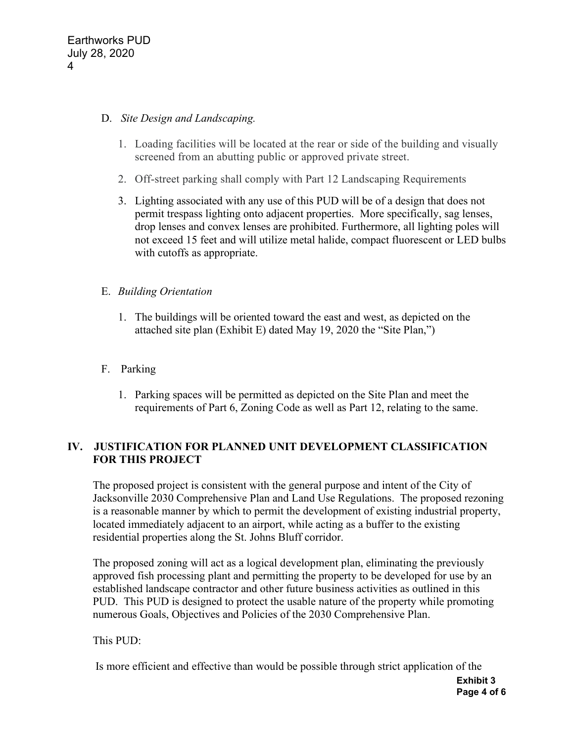D. *Site Design and Landscaping.*

1. Loading facilities will be located at the rear or side of the building and visually screened from an abutting public or approved private street.
2. Off-street parking shall comply with Part 12 Landscaping Requirements
3. Lighting associated with any use of this PUD will be of a design that does not permit trespass lighting onto adjacent properties. More specifically, sag lenses, drop lenses and convex lenses are prohibited. Furthermore, all lighting poles will not exceed 15 feet and will utilize metal halide, compact fluorescent or LED bulbs with cutoffs as appropriate.

E. *Building Orientation*

1. The buildings will be oriented toward the east and west, as depicted on the attached site plan (Exhibit E) dated May 19, 2020 the "Site Plan,")

F. Parking

1. Parking spaces will be permitted as depicted on the Site Plan and meet the requirements of Part 6, Zoning Code as well as Part 12, relating to the same.

## IV. JUSTIFICATION FOR PLANNED UNIT DEVELOPMENT CLASSIFICATION FOR THIS PROJECT

The proposed project is consistent with the general purpose and intent of the City of Jacksonville 2030 Comprehensive Plan and Land Use Regulations. The proposed rezoning is a reasonable manner by which to permit the development of existing industrial property, located immediately adjacent to an airport, while acting as a buffer to the existing residential properties along the St. Johns Bluff corridor.

The proposed zoning will act as a logical development plan, eliminating the previously approved fish processing plant and permitting the property to be developed for use by an established landscape contractor and other future business activities as outlined in this PUD. This PUD is designed to protect the usable nature of the property while promoting numerous Goals, Objectives and Policies of the 2030 Comprehensive Plan.

This PUD:

Is more efficient and effective than would be possible through strict application of the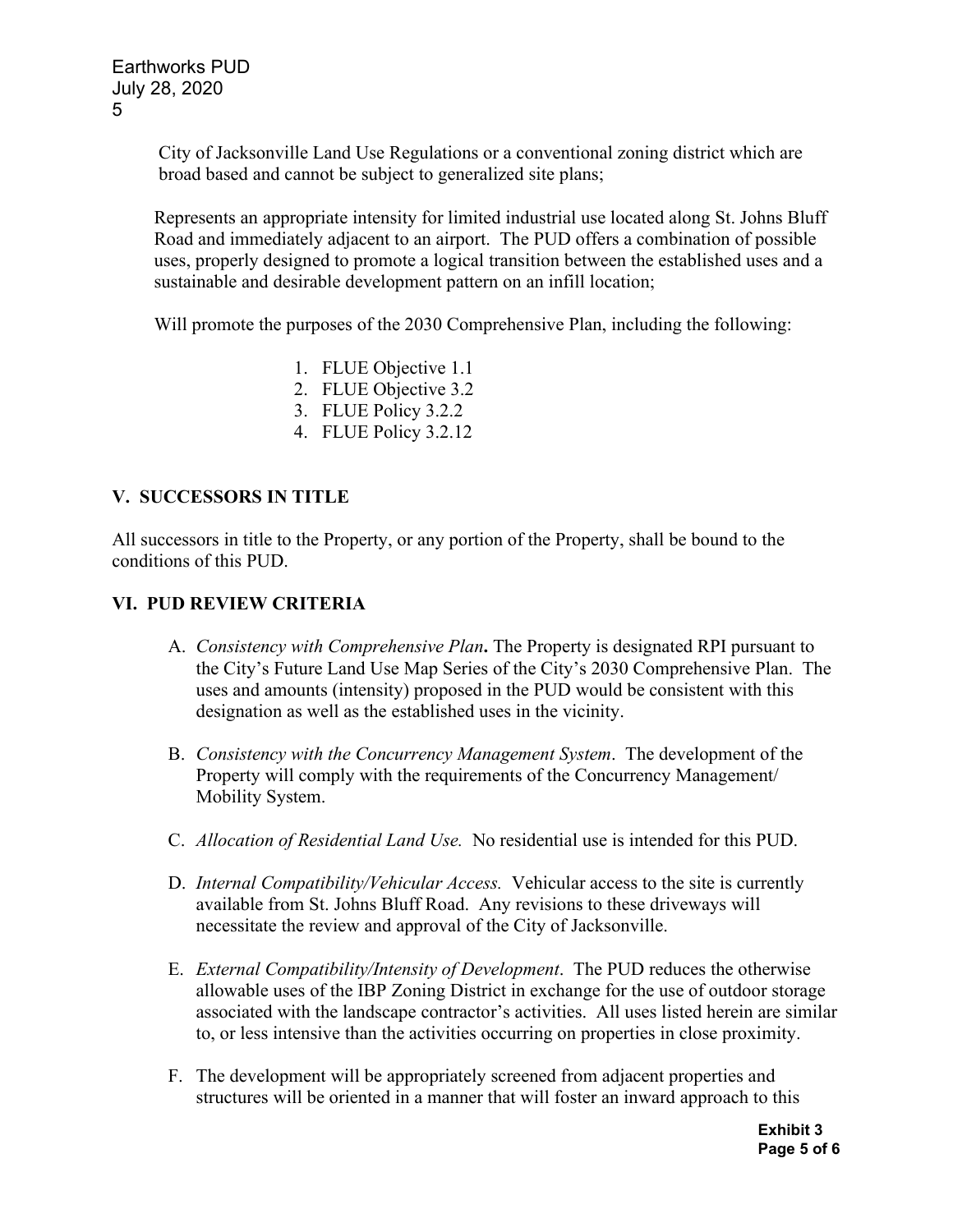City of Jacksonville Land Use Regulations or a conventional zoning district which are broad based and cannot be subject to generalized site plans;

Represents an appropriate intensity for limited industrial use located along St. Johns Bluff Road and immediately adjacent to an airport. The PUD offers a combination of possible uses, properly designed to promote a logical transition between the established uses and a sustainable and desirable development pattern on an infill location;

Will promote the purposes of the 2030 Comprehensive Plan, including the following:

1. FLUE Objective 1.1
2. FLUE Objective 3.2
3. FLUE Policy 3.2.2
4. FLUE Policy 3.2.12

## V. SUCCESSORS IN TITLE

All successors in title to the Property, or any portion of the Property, shall be bound to the conditions of this PUD.

## VI. PUD REVIEW CRITERIA

A. *Consistency with Comprehensive Plan***.** The Property is designated RPI pursuant to the City's Future Land Use Map Series of the City's 2030 Comprehensive Plan. The uses and amounts (intensity) proposed in the PUD would be consistent with this designation as well as the established uses in the vicinity.

B. *Consistency with the Concurrency Management System*. The development of the Property will comply with the requirements of the Concurrency Management/ Mobility System.

C. *Allocation of Residential Land Use.* No residential use is intended for this PUD.

D. *Internal Compatibility/Vehicular Access.* Vehicular access to the site is currently available from St. Johns Bluff Road. Any revisions to these driveways will necessitate the review and approval of the City of Jacksonville.

E. *External Compatibility/Intensity of Development*. The PUD reduces the otherwise allowable uses of the IBP Zoning District in exchange for the use of outdoor storage associated with the landscape contractor's activities. All uses listed herein are similar to, or less intensive than the activities occurring on properties in close proximity.

F. The development will be appropriately screened from adjacent properties and structures will be oriented in a manner that will foster an inward approach to this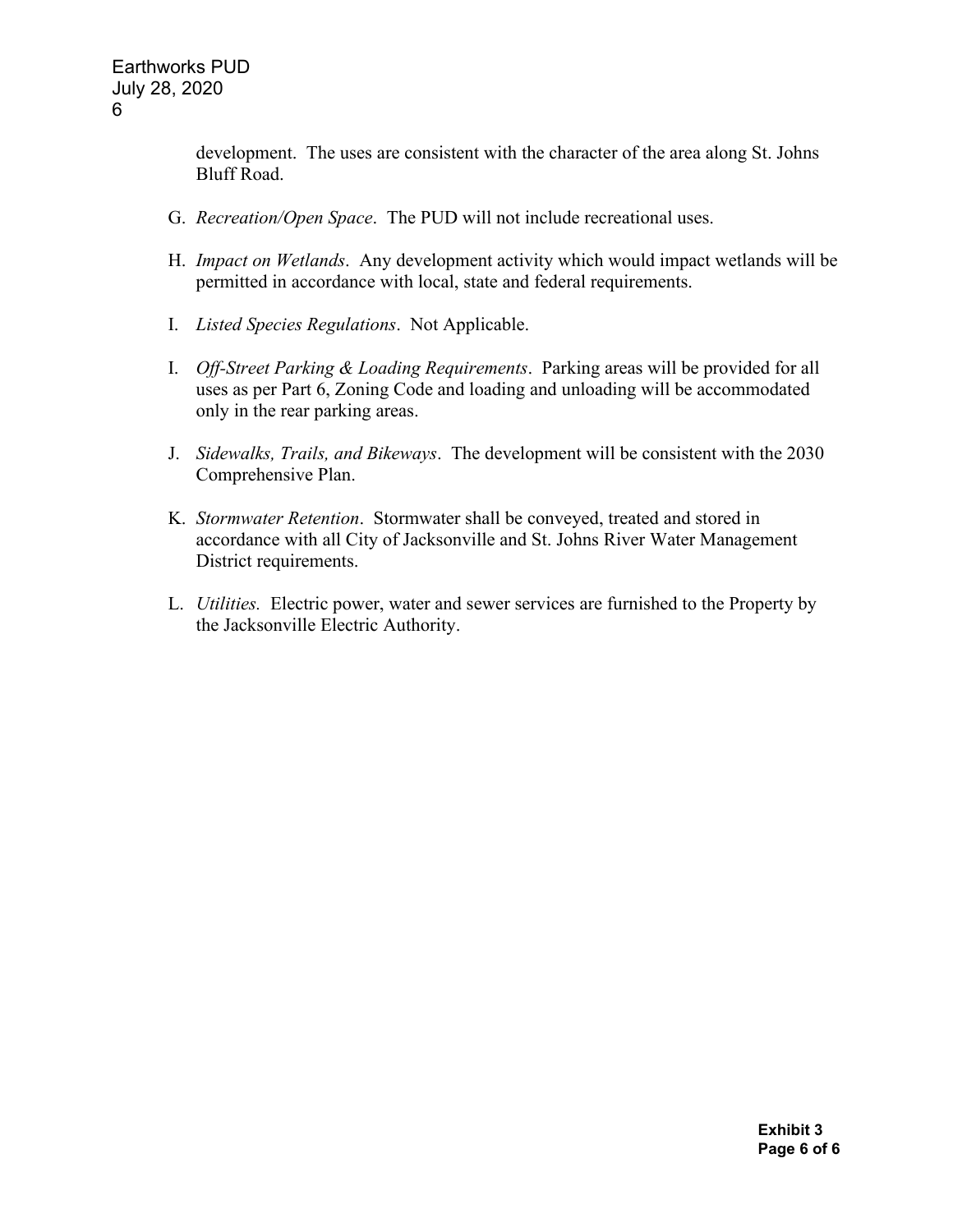development. The uses are consistent with the character of the area along St. Johns Bluff Road.

G. *Recreation/Open Space*. The PUD will not include recreational uses.

H. *Impact on Wetlands*. Any development activity which would impact wetlands will be permitted in accordance with local, state and federal requirements.

I. *Listed Species Regulations*. Not Applicable.

I. *Off-Street Parking & Loading Requirements*. Parking areas will be provided for all uses as per Part 6, Zoning Code and loading and unloading will be accommodated only in the rear parking areas.

J. *Sidewalks, Trails, and Bikeways*. The development will be consistent with the 2030 Comprehensive Plan.

K. *Stormwater Retention*. Stormwater shall be conveyed, treated and stored in accordance with all City of Jacksonville and St. Johns River Water Management District requirements.

L. *Utilities.* Electric power, water and sewer services are furnished to the Property by the Jacksonville Electric Authority.